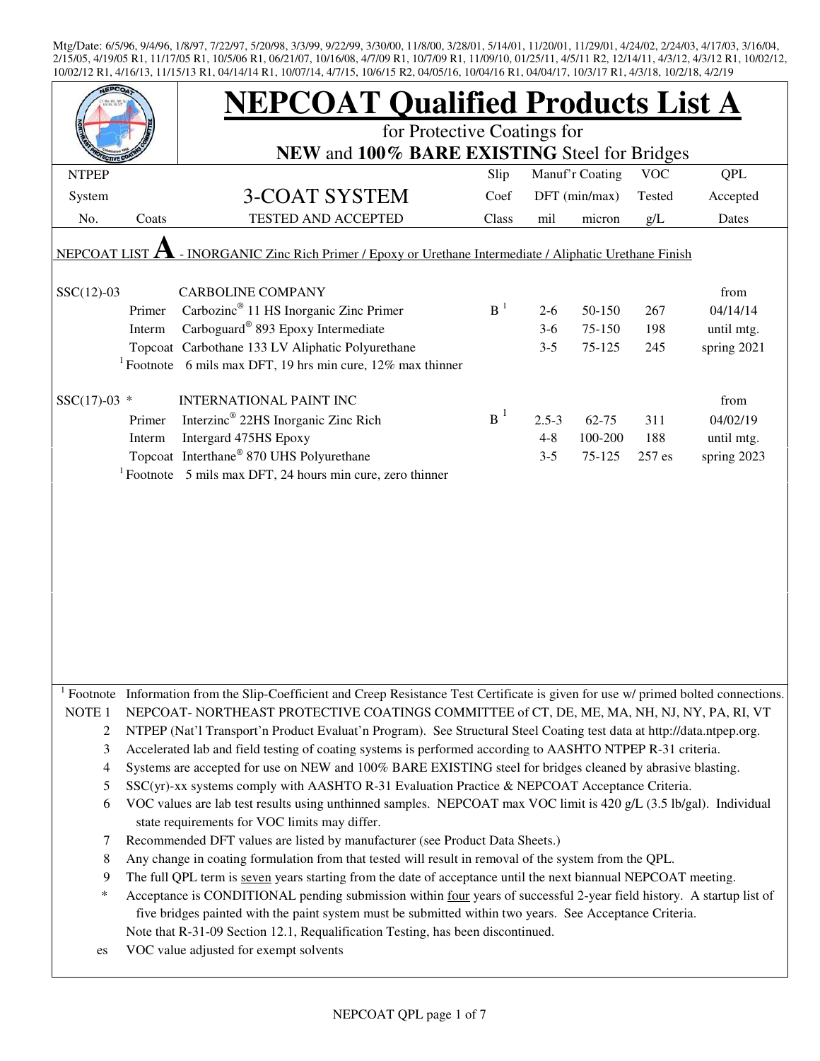Mtg/Date: 6/5/96, 9/4/96, 1/8/97, 7/22/97, 5/20/98, 3/3/99, 9/22/99, 3/30/00, 11/8/00, 3/28/01, 5/14/01, 11/20/01, 11/29/01, 4/24/02, 2/24/03, 4/17/03, 3/16/04, 2/15/05, 4/19/05 R1, 11/17/05 R1, 10/5/06 R1, 06/21/07, 10/16/08, 4/7/09 R1, 10/7/09 R1, 11/09/10, 01/25/11, 4/5/11 R2, 12/14/11, 4/3/12, 4/3/12 R1, 10/02/12, 10/02/12 R1, 4/16/13, 11/15/13 R1, 04/14/14 R1, 10/07/14, 4/7/15, 10/6/15 R2, 04/05/16, 10/04/16 R1, 04/04/17, 10/3/17 R1, 4/3/18, 10/2/18, 4/2/19

# NEPCOAT Qualified Products List A

for Protective Coatings for

**NEW** and **100% BARE EXISTING** Steel for Bridges

| NTPEP System No. | Coats | 3-COAT SYSTEM TESTED AND ACCEPTED | Slip Coef Class | Manuf'r Coating DFT (min/max) mil | micron | VOC Tested g/L | QPL Accepted Dates |
|---|---|---|---|---|---|---|---|
| NEPCOAT LIST **A** - INORGANIC Zinc Rich Primer / Epoxy or Urethane Intermediate / Aliphatic Urethane Finish | | | | | | | |
| SSC(12)-03 | | CARBOLINE COMPANY | | | | | from |
| | Primer | Carbozinc® 11 HS Inorganic Zinc Primer | B [1] | 2-6 | 50-150 | 267 | 04/14/14 |
| | Interm | Carboguard® 893 Epoxy Intermediate | | 3-6 | 75-150 | 198 | until mtg. |
| | Topcoat | Carbothane 133 LV Aliphatic Polyurethane | | 3-5 | 75-125 | 245 | spring 2021 |
| | [1] Footnote | 6 mils max DFT, 19 hrs min cure, 12% max thinner | | | | | |
| SSC(17)-03 * | | INTERNATIONAL PAINT INC | | | | | from |
| | Primer | Interzinc® 22HS Inorganic Zinc Rich | B [1] | 2.5-3 | 62-75 | 311 | 04/02/19 |
| | Interm | Intergard 475HS Epoxy | | 4-8 | 100-200 | 188 | until mtg. |
| | Topcoat | Interthane® 870 UHS Polyurethane | | 3-5 | 75-125 | 257 es | spring 2023 |
| | [1] Footnote | 5 mils max DFT, 24 hours min cure, zero thinner | | | | | |

[1] Footnote Information from the Slip-Coefficient and Creep Resistance Test Certificate is given for use w/ primed bolted connections.

NOTE 1 NEPCOAT- NORTHEAST PROTECTIVE COATINGS COMMITTEE of CT, DE, ME, MA, NH, NJ, NY, PA, RI, VT

2 NTPEP (Nat'l Transport'n Product Evaluat'n Program). See Structural Steel Coating test data at http://data.ntpep.org.

3 Accelerated lab and field testing of coating systems is performed according to AASHTO NTPEP R-31 criteria.

4 Systems are accepted for use on NEW and 100% BARE EXISTING steel for bridges cleaned by abrasive blasting.

5 SSC(yr)-xx systems comply with AASHTO R-31 Evaluation Practice & NEPCOAT Acceptance Criteria.

6 VOC values are lab test results using unthinned samples. NEPCOAT max VOC limit is 420 g/L (3.5 lb/gal). Individual state requirements for VOC limits may differ.

7 Recommended DFT values are listed by manufacturer (see Product Data Sheets.)

8 Any change in coating formulation from that tested will result in removal of the system from the QPL.

9 The full QPL term is seven years starting from the date of acceptance until the next biannual NEPCOAT meeting.

\* Acceptance is CONDITIONAL pending submission within four years of successful 2-year field history. A startup list of five bridges painted with the paint system must be submitted within two years. See Acceptance Criteria.

Note that R-31-09 Section 12.1, Requalification Testing, has been discontinued.

es VOC value adjusted for exempt solvents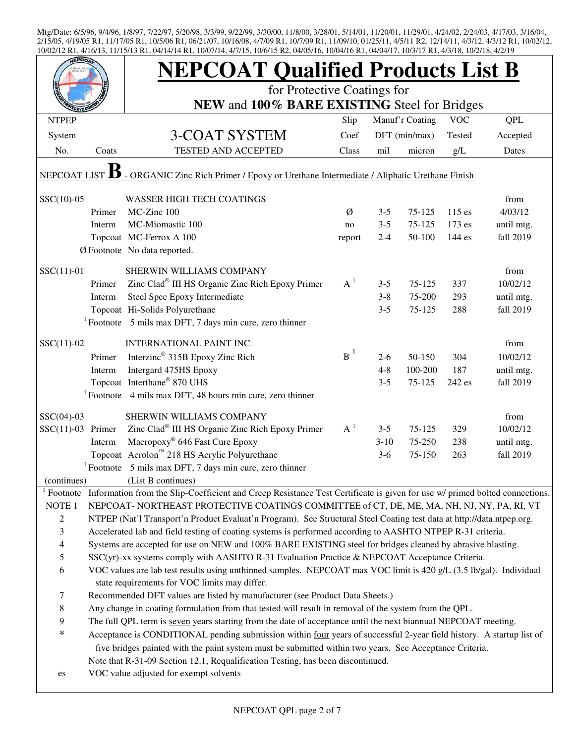Mtg/Date: 6/5/96, 9/4/96, 1/8/97, 7/22/97, 5/20/98, 3/3/99, 9/22/99, 3/30/00, 11/8/00, 3/28/01, 5/14/01, 11/20/01, 11/29/01, 4/24/02, 2/24/03, 4/17/03, 3/16/04, 2/15/05, 4/19/05 R1, 11/17/05 R1, 10/5/06 R1, 06/21/07, 10/16/08, 4/7/09 R1, 10/7/09 R1, 11/09/10, 01/25/11, 4/5/11 R2, 12/14/11, 4/3/12, 4/3/12 R1, 10/02/12, 10/02/12 R1, 4/16/13, 11/15/13 R1, 04/14/14 R1, 10/07/14, 4/7/15, 10/6/15 R2, 04/05/16, 10/04/16 R1, 04/04/17, 10/3/17 R1, 4/3/18, 10/2/18, 4/2/19

# NEPCOAT Qualified Products List B

for Protective Coatings for

**NEW and 100% BARE EXISTING Steel for Bridges**

| NTPEP System No. | Coats | 3-COAT SYSTEM TESTED AND ACCEPTED | Slip Coef Class | Manuf'r Coating DFT (min/max) mil | micron | VOC Tested g/L | QPL Accepted Dates |
|---|---|---|---|---|---|---|---|
| NEPCOAT LIST **B** - ORGANIC Zinc Rich Primer / Epoxy or Urethane Intermediate / Aliphatic Urethane Finish | | | | | | | |
| SSC(10)-05 | | WASSER HIGH TECH COATINGS | | | | | from |
| | Primer | MC-Zinc 100 | Ø | 3-5 | 75-125 | 115 es | 4/03/12 |
| | Interm | MC-Miomastic 100 | no | 3-5 | 75-125 | 173 es | until mtg. |
| | Topcoat | MC-Ferrox A 100 | report | 2-4 | 50-100 | 144 es | fall 2019 |
| | Ø Footnote | No data reported. | | | | | |
| SSC(11)-01 | | SHERWIN WILLIAMS COMPANY | | | | | from |
| | Primer | Zinc Clad® III HS Organic Zinc Rich Epoxy Primer | A [1] | 3-5 | 75-125 | 337 | 10/02/12 |
| | Interm | Steel Spec Epoxy Intermediate | | 3-8 | 75-200 | 293 | until mtg. |
| | Topcoat | Hi-Solids Polyurethane | | 3-5 | 75-125 | 288 | fall 2019 |
| | [1] Footnote | 5 mils max DFT, 7 days min cure, zero thinner | | | | | |
| SSC(11)-02 | | INTERNATIONAL PAINT INC | | | | | from |
| | Primer | Interzinc® 315B Epoxy Zinc Rich | B [1] | 2-6 | 50-150 | 304 | 10/02/12 |
| | Interm | Intergard 475HS Epoxy | | 4-8 | 100-200 | 187 | until mtg. |
| | Topcoat | Interthane® 870 UHS | | 3-5 | 75-125 | 242 es | fall 2019 |
| | [1] Footnote | 4 mils max DFT, 48 hours min cure, zero thinner | | | | | |
| SSC(04)-03 | | SHERWIN WILLIAMS COMPANY | | | | | from |
| SSC(11)-03 | Primer | Zinc Clad® III HS Organic Zinc Rich Epoxy Primer | A [1] | 3-5 | 75-125 | 329 | 10/02/12 |
| | Interm | Macropoxy® 646 Fast Cure Epoxy | | 3-10 | 75-250 | 238 | until mtg. |
| | Topcoat | Acrolon™ 218 HS Acrylic Polyurethane | | 3-6 | 75-150 | 263 | fall 2019 |
| | [1] Footnote | 5 mils max DFT, 7 days min cure, zero thinner | | | | | |
| (continues) | | (List B continues) | | | | | |

[1] Footnote Information from the Slip-Coefficient and Creep Resistance Test Certificate is given for use w/ primed bolted connections.

NOTE 1 NEPCOAT- NORTHEAST PROTECTIVE COATINGS COMMITTEE of CT, DE, ME, MA, NH, NJ, NY, PA, RI, VT

2 NTPEP (Nat'l Transport'n Product Evaluat'n Program). See Structural Steel Coating test data at http://data.ntpep.org.

3 Accelerated lab and field testing of coating systems is performed according to AASHTO NTPEP R-31 criteria.

4 Systems are accepted for use on NEW and 100% BARE EXISTING steel for bridges cleaned by abrasive blasting.

5 SSC(yr)-xx systems comply with AASHTO R-31 Evaluation Practice & NEPCOAT Acceptance Criteria.

6 VOC values are lab test results using unthinned samples. NEPCOAT max VOC limit is 420 g/L (3.5 lb/gal). Individual state requirements for VOC limits may differ.

7 Recommended DFT values are listed by manufacturer (see Product Data Sheets.)

8 Any change in coating formulation from that tested will result in removal of the system from the QPL.

9 The full QPL term is seven years starting from the date of acceptance until the next biannual NEPCOAT meeting.

\* Acceptance is CONDITIONAL pending submission within four years of successful 2-year field history. A startup list of five bridges painted with the paint system must be submitted within two years. See Acceptance Criteria.

Note that R-31-09 Section 12.1, Requalification Testing, has been discontinued.

es VOC value adjusted for exempt solvents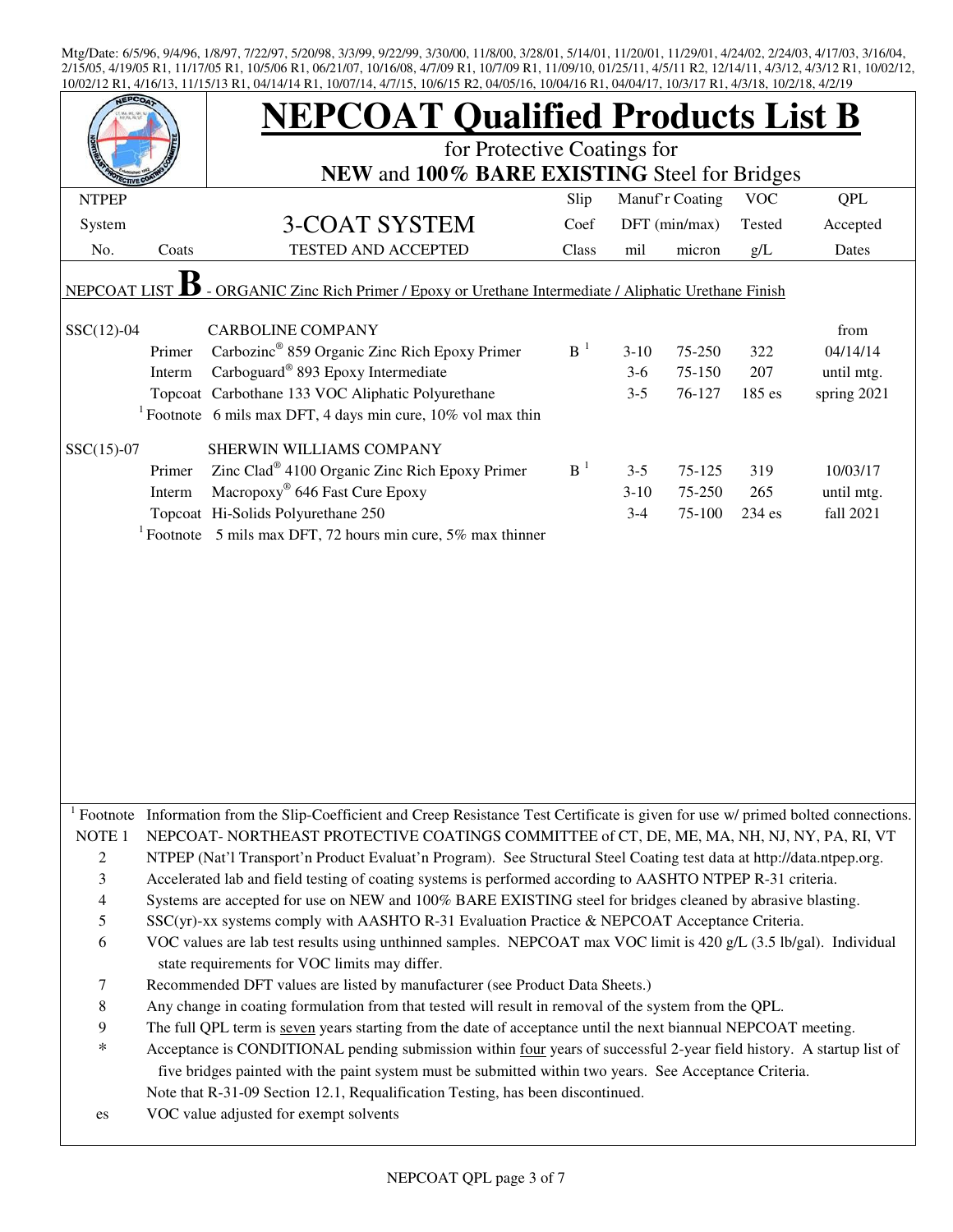Mtg/Date: 6/5/96, 9/4/96, 1/8/97, 7/22/97, 5/20/98, 3/3/99, 9/22/99, 3/30/00, 11/8/00, 3/28/01, 5/14/01, 11/20/01, 11/29/01, 4/24/02, 2/24/03, 4/17/03, 3/16/04, 2/15/05, 4/19/05 R1, 11/17/05 R1, 10/5/06 R1, 06/21/07, 10/16/08, 4/7/09 R1, 10/7/09 R1, 11/09/10, 01/25/11, 4/5/11 R2, 12/14/11, 4/3/12, 4/3/12 R1, 10/02/12, 10/02/12 R1, 4/16/13, 11/15/13 R1, 04/14/14 R1, 10/07/14, 4/7/15, 10/6/15 R2, 04/05/16, 10/04/16 R1, 04/04/17, 10/3/17 R1, 4/3/18, 10/2/18, 4/2/19

# NEPCOAT Qualified Products List B

for Protective Coatings for
**NEW** and **100% BARE EXISTING** Steel for Bridges

| NTPEP System No. | Coats | 3-COAT SYSTEM TESTED AND ACCEPTED | Slip Coef Class | Manuf'r Coating DFT (min/max) mil | micron | VOC Tested g/L | QPL Accepted Dates |
|---|---|---|---|---|---|---|---|
| NEPCOAT LIST **B** - ORGANIC Zinc Rich Primer / Epoxy or Urethane Intermediate / Aliphatic Urethane Finish | | | | | | | |
| SSC(12)-04 | | CARBOLINE COMPANY | | | | | from |
| | Primer | Carbozinc® 859 Organic Zinc Rich Epoxy Primer | B [1] | 3-10 | 75-250 | 322 | 04/14/14 |
| | Interm | Carboguard® 893 Epoxy Intermediate | | 3-6 | 75-150 | 207 | until mtg. |
| | Topcoat | Carbothane 133 VOC Aliphatic Polyurethane | | 3-5 | 76-127 | 185 es | spring 2021 |
| | [1] Footnote | 6 mils max DFT, 4 days min cure, 10% vol max thin | | | | | |
| SSC(15)-07 | | SHERWIN WILLIAMS COMPANY | | | | | |
| | Primer | Zinc Clad® 4100 Organic Zinc Rich Epoxy Primer | B [1] | 3-5 | 75-125 | 319 | 10/03/17 |
| | Interm | Macropoxy® 646 Fast Cure Epoxy | | 3-10 | 75-250 | 265 | until mtg. |
| | Topcoat | Hi-Solids Polyurethane 250 | | 3-4 | 75-100 | 234 es | fall 2021 |
| | [1] Footnote | 5 mils max DFT, 72 hours min cure, 5% max thinner | | | | | |

[1] Footnote Information from the Slip-Coefficient and Creep Resistance Test Certificate is given for use w/ primed bolted connections.

NOTE 1 NEPCOAT- NORTHEAST PROTECTIVE COATINGS COMMITTEE of CT, DE, ME, MA, NH, NJ, NY, PA, RI, VT

2 NTPEP (Nat'l Transport'n Product Evaluat'n Program). See Structural Steel Coating test data at http://data.ntpep.org.

3 Accelerated lab and field testing of coating systems is performed according to AASHTO NTPEP R-31 criteria.

4 Systems are accepted for use on NEW and 100% BARE EXISTING steel for bridges cleaned by abrasive blasting.

5 SSC(yr)-xx systems comply with AASHTO R-31 Evaluation Practice & NEPCOAT Acceptance Criteria.

6 VOC values are lab test results using unthinned samples. NEPCOAT max VOC limit is 420 g/L (3.5 lb/gal). Individual state requirements for VOC limits may differ.

7 Recommended DFT values are listed by manufacturer (see Product Data Sheets.)

8 Any change in coating formulation from that tested will result in removal of the system from the QPL.

9 The full QPL term is seven years starting from the date of acceptance until the next biannual NEPCOAT meeting.

* Acceptance is CONDITIONAL pending submission within four years of successful 2-year field history. A startup list of five bridges painted with the paint system must be submitted within two years. See Acceptance Criteria.

Note that R-31-09 Section 12.1, Requalification Testing, has been discontinued.

es VOC value adjusted for exempt solvents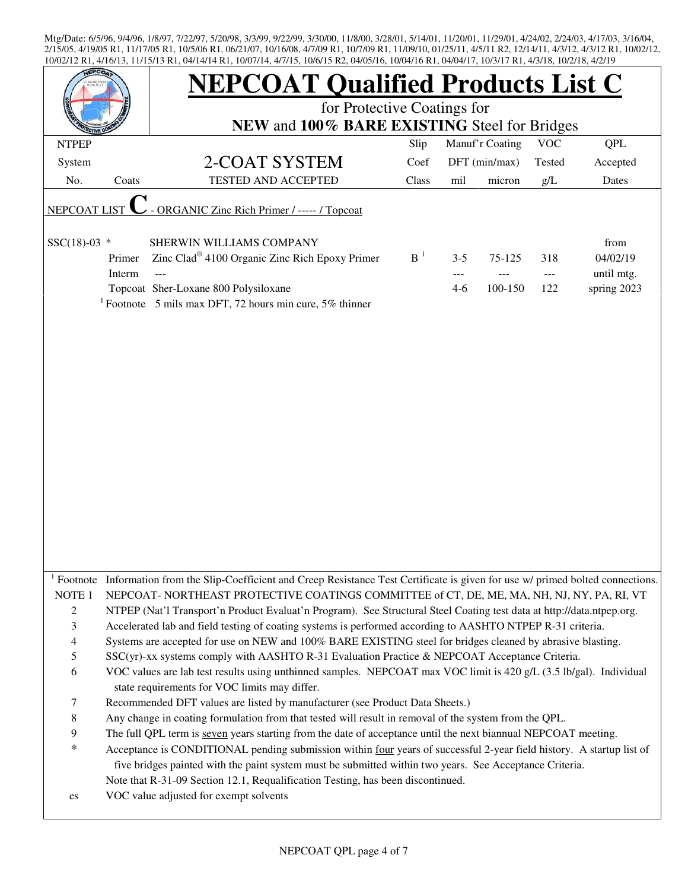Mtg/Date: 6/5/96, 9/4/96, 1/8/97, 7/22/97, 5/20/98, 3/3/99, 9/22/99, 3/30/00, 11/8/00, 3/28/01, 5/14/01, 11/20/01, 11/29/01, 4/24/02, 2/24/03, 4/17/03, 3/16/04, 2/15/05, 4/19/05 R1, 11/17/05 R1, 10/5/06 R1, 06/21/07, 10/16/08, 4/7/09 R1, 10/7/09 R1, 11/09/10, 01/25/11, 4/5/11 R2, 12/14/11, 4/3/12, 4/3/12 R1, 10/02/12, 10/02/12 R1, 4/16/13, 11/15/13 R1, 04/14/14 R1, 10/07/14, 4/7/15, 10/6/15 R2, 04/05/16, 10/04/16 R1, 04/04/17, 10/3/17 R1, 4/3/18, 10/2/18, 4/2/19

# NEPCOAT Qualified Products List C

for Protective Coatings for

**NEW** and **100% BARE EXISTING** Steel for Bridges

| NTPEP System No. | Coats | 2-COAT SYSTEM TESTED AND ACCEPTED | Slip Coef Class | Manuf'r Coating DFT (min/max) mil | micron | VOC Tested g/L | QPL Accepted Dates |
|---|---|---|---|---|---|---|---|
| NEPCOAT LIST **C** - ORGANIC Zinc Rich Primer / ----- / Topcoat | | | | | | | |
| SSC(18)-03 * | | SHERWIN WILLIAMS COMPANY | | | | | from |
| | Primer | Zinc Clad® 4100 Organic Zinc Rich Epoxy Primer | B [1] | 3-5 | 75-125 | 318 | 04/02/19 |
| | Interm | --- | | --- | --- | --- | until mtg. |
| | Topcoat | Sher-Loxane 800 Polysiloxane | | 4-6 | 100-150 | 122 | spring 2023 |
| | [1] Footnote | 5 mils max DFT, 72 hours min cure, 5% thinner | | | | | |

[1] Footnote Information from the Slip-Coefficient and Creep Resistance Test Certificate is given for use w/ primed bolted connections.

NOTE 1 NEPCOAT- NORTHEAST PROTECTIVE COATINGS COMMITTEE of CT, DE, ME, MA, NH, NJ, NY, PA, RI, VT

2 NTPEP (Nat'l Transport'n Product Evaluat'n Program). See Structural Steel Coating test data at http://data.ntpep.org.

3 Accelerated lab and field testing of coating systems is performed according to AASHTO NTPEP R-31 criteria.

4 Systems are accepted for use on NEW and 100% BARE EXISTING steel for bridges cleaned by abrasive blasting.

5 SSC(yr)-xx systems comply with AASHTO R-31 Evaluation Practice & NEPCOAT Acceptance Criteria.

6 VOC values are lab test results using unthinned samples. NEPCOAT max VOC limit is 420 g/L (3.5 lb/gal). Individual state requirements for VOC limits may differ.

7 Recommended DFT values are listed by manufacturer (see Product Data Sheets.)

8 Any change in coating formulation from that tested will result in removal of the system from the QPL.

9 The full QPL term is seven years starting from the date of acceptance until the next biannual NEPCOAT meeting.

* Acceptance is CONDITIONAL pending submission within four years of successful 2-year field history. A startup list of five bridges painted with the paint system must be submitted within two years. See Acceptance Criteria.
Note that R-31-09 Section 12.1, Requalification Testing, has been discontinued.

es VOC value adjusted for exempt solvents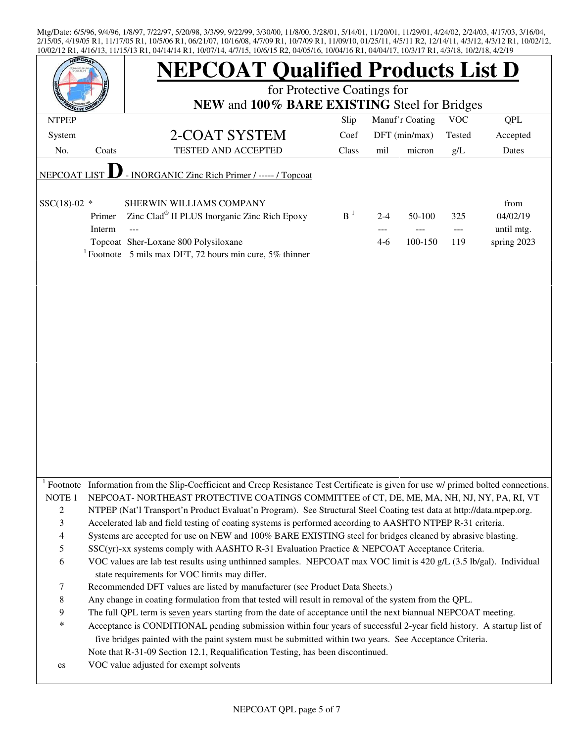Mtg/Date: 6/5/96, 9/4/96, 1/8/97, 7/22/97, 5/20/98, 3/3/99, 9/22/99, 3/30/00, 11/8/00, 3/28/01, 5/14/01, 11/20/01, 11/29/01, 4/24/02, 2/24/03, 4/17/03, 3/16/04, 2/15/05, 4/19/05 R1, 11/17/05 R1, 10/5/06 R1, 06/21/07, 10/16/08, 4/7/09 R1, 10/7/09 R1, 11/09/10, 01/25/11, 4/5/11 R2, 12/14/11, 4/3/12, 4/3/12 R1, 10/02/12, 10/02/12 R1, 4/16/13, 11/15/13 R1, 04/14/14 R1, 10/07/14, 4/7/15, 10/6/15 R2, 04/05/16, 10/04/16 R1, 04/04/17, 10/3/17 R1, 4/3/18, 10/2/18, 4/2/19

# NEPCOAT Qualified Products List D

for Protective Coatings for

**NEW** and **100% BARE EXISTING** Steel for Bridges

| NTPEP System No. | Coats | 2-COAT SYSTEM TESTED AND ACCEPTED | Slip Coef Class | Manuf'r Coating DFT (min/max) mil | micron | VOC Tested g/L | QPL Accepted Dates |
|---|---|---|---|---|---|---|---|
| NEPCOAT LIST **D** - INORGANIC Zinc Rich Primer / ----- / Topcoat | | | | | | | |
| SSC(18)-02 * | | SHERWIN WILLIAMS COMPANY | | | | | from |
| | Primer | Zinc Clad® II PLUS Inorganic Zinc Rich Epoxy | B [1] | 2-4 | 50-100 | 325 | 04/02/19 |
| | Interm | --- | | --- | --- | --- | until mtg. |
| | Topcoat | Sher-Loxane 800 Polysiloxane | | 4-6 | 100-150 | 119 | spring 2023 |
| | [1] Footnote | 5 mils max DFT, 72 hours min cure, 5% thinner | | | | | |

[1] Footnote Information from the Slip-Coefficient and Creep Resistance Test Certificate is given for use w/ primed bolted connections.

NOTE 1 NEPCOAT- NORTHEAST PROTECTIVE COATINGS COMMITTEE of CT, DE, ME, MA, NH, NJ, NY, PA, RI, VT

2 NTPEP (Nat'l Transport'n Product Evaluat'n Program). See Structural Steel Coating test data at http://data.ntpep.org.

3 Accelerated lab and field testing of coating systems is performed according to AASHTO NTPEP R-31 criteria.

4 Systems are accepted for use on NEW and 100% BARE EXISTING steel for bridges cleaned by abrasive blasting.

5 SSC(yr)-xx systems comply with AASHTO R-31 Evaluation Practice & NEPCOAT Acceptance Criteria.

6 VOC values are lab test results using unthinned samples. NEPCOAT max VOC limit is 420 g/L (3.5 lb/gal). Individual state requirements for VOC limits may differ.

7 Recommended DFT values are listed by manufacturer (see Product Data Sheets.)

8 Any change in coating formulation from that tested will result in removal of the system from the QPL.

9 The full QPL term is seven years starting from the date of acceptance until the next biannual NEPCOAT meeting.

\* Acceptance is CONDITIONAL pending submission within four years of successful 2-year field history. A startup list of five bridges painted with the paint system must be submitted within two years. See Acceptance Criteria. Note that R-31-09 Section 12.1, Requalification Testing, has been discontinued.

es VOC value adjusted for exempt solvents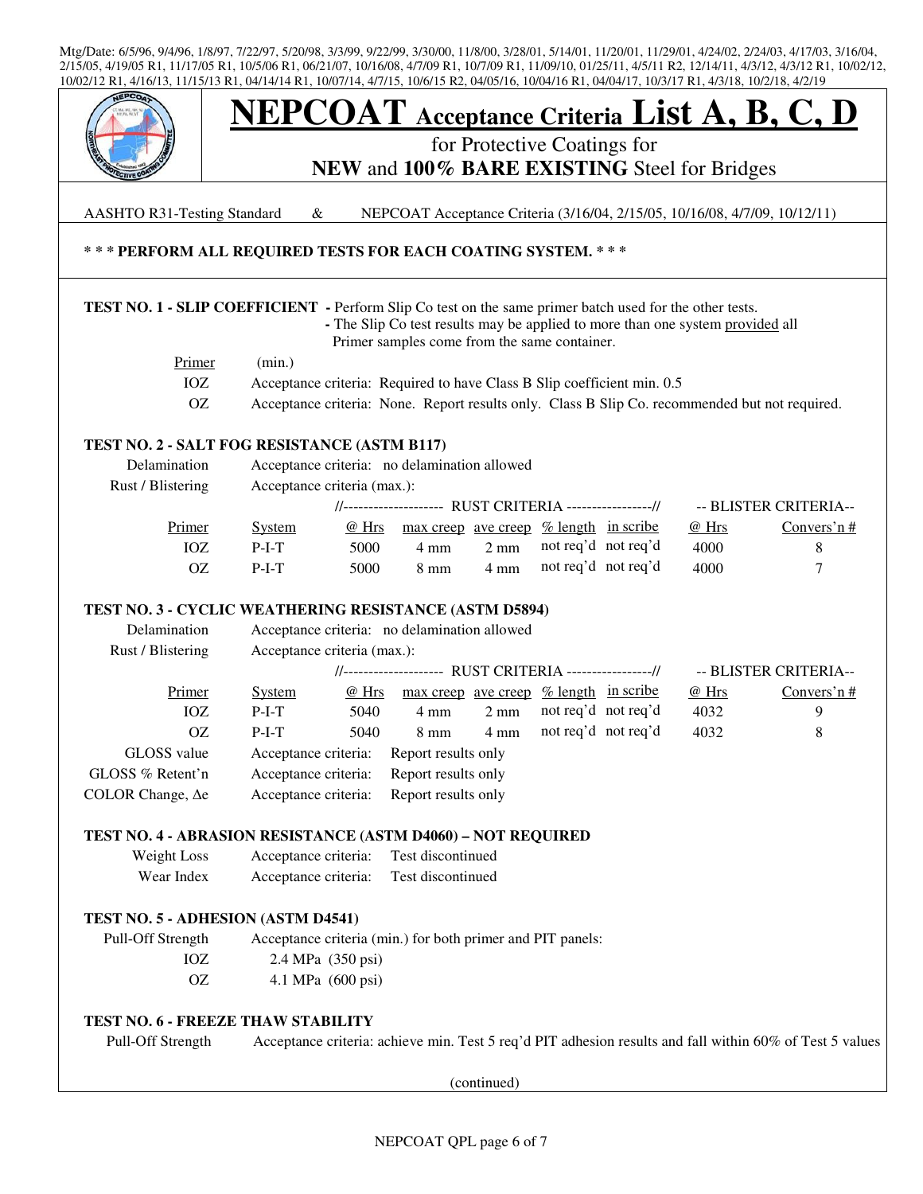Mtg/Date: 6/5/96, 9/4/96, 1/8/97, 7/22/97, 5/20/98, 3/3/99, 9/22/99, 3/30/00, 11/8/00, 3/28/01, 5/14/01, 11/20/01, 11/29/01, 4/24/02, 2/24/03, 4/17/03, 3/16/04, 2/15/05, 4/19/05 R1, 11/17/05 R1, 10/5/06 R1, 06/21/07, 10/16/08, 4/7/09 R1, 10/7/09 R1, 11/09/10, 01/25/11, 4/5/11 R2, 12/14/11, 4/3/12, 4/3/12 R1, 10/02/12, 10/02/12 R1, 4/16/13, 11/15/13 R1, 04/14/14 R1, 10/07/14, 4/7/15, 10/6/15 R2, 04/05/16, 10/04/16 R1, 04/04/17, 10/3/17 R1, 4/3/18, 10/2/18, 4/2/19

# NEPCOAT Acceptance Criteria List A, B, C, D

for Protective Coatings for

**NEW** and **100% BARE EXISTING** Steel for Bridges

AASHTO R31-Testing Standard & NEPCOAT Acceptance Criteria (3/16/04, 2/15/05, 10/16/08, 4/7/09, 10/12/11)

**\* \* \* PERFORM ALL REQUIRED TESTS FOR EACH COATING SYSTEM. \* \* \***

**TEST NO. 1 - SLIP COEFFICIENT** - Perform Slip Co test on the same primer batch used for the other tests.
- The Slip Co test results may be applied to more than one system provided all Primer samples come from the same container.

| Primer | (min.) |
|---|---|
| IOZ | Acceptance criteria: Required to have Class B Slip coefficient min. 0.5 |
| OZ | Acceptance criteria: None. Report results only. Class B Slip Co. recommended but not required. |

**TEST NO. 2 - SALT FOG RESISTANCE (ASTM B117)**

Delamination — Acceptance criteria: no delamination allowed

Rust / Blistering — Acceptance criteria (max.):

| Primer | System | RUST CRITERIA @ Hrs | max creep | ave creep | % length | in scribe | BLISTER CRITERIA @ Hrs | Convers'n # |
|---|---|---|---|---|---|---|---|---|
| IOZ | P-I-T | 5000 | 4 mm | 2 mm | not req'd | not req'd | 4000 | 8 |
| OZ | P-I-T | 5000 | 8 mm | 4 mm | not req'd | not req'd | 4000 | 7 |

**TEST NO. 3 - CYCLIC WEATHERING RESISTANCE (ASTM D5894)**

Delamination — Acceptance criteria: no delamination allowed

Rust / Blistering — Acceptance criteria (max.):

| Primer | System | RUST CRITERIA @ Hrs | max creep | ave creep | % length | in scribe | BLISTER CRITERIA @ Hrs | Convers'n # |
|---|---|---|---|---|---|---|---|---|
| IOZ | P-I-T | 5040 | 4 mm | 2 mm | not req'd | not req'd | 4032 | 9 |
| OZ | P-I-T | 5040 | 8 mm | 4 mm | not req'd | not req'd | 4032 | 8 |

GLOSS value — Acceptance criteria: Report results only

GLOSS % Retent'n — Acceptance criteria: Report results only

COLOR Change, Δe — Acceptance criteria: Report results only

**TEST NO. 4 - ABRASION RESISTANCE (ASTM D4060) – NOT REQUIRED**

Weight Loss — Acceptance criteria: Test discontinued

Wear Index — Acceptance criteria: Test discontinued

**TEST NO. 5 - ADHESION (ASTM D4541)**

Pull-Off Strength — Acceptance criteria (min.) for both primer and PIT panels:

- IOZ — 2.4 MPa (350 psi)
- OZ — 4.1 MPa (600 psi)

**TEST NO. 6 - FREEZE THAW STABILITY**

Pull-Off Strength — Acceptance criteria: achieve min. Test 5 req'd PIT adhesion results and fall within 60% of Test 5 values

(continued)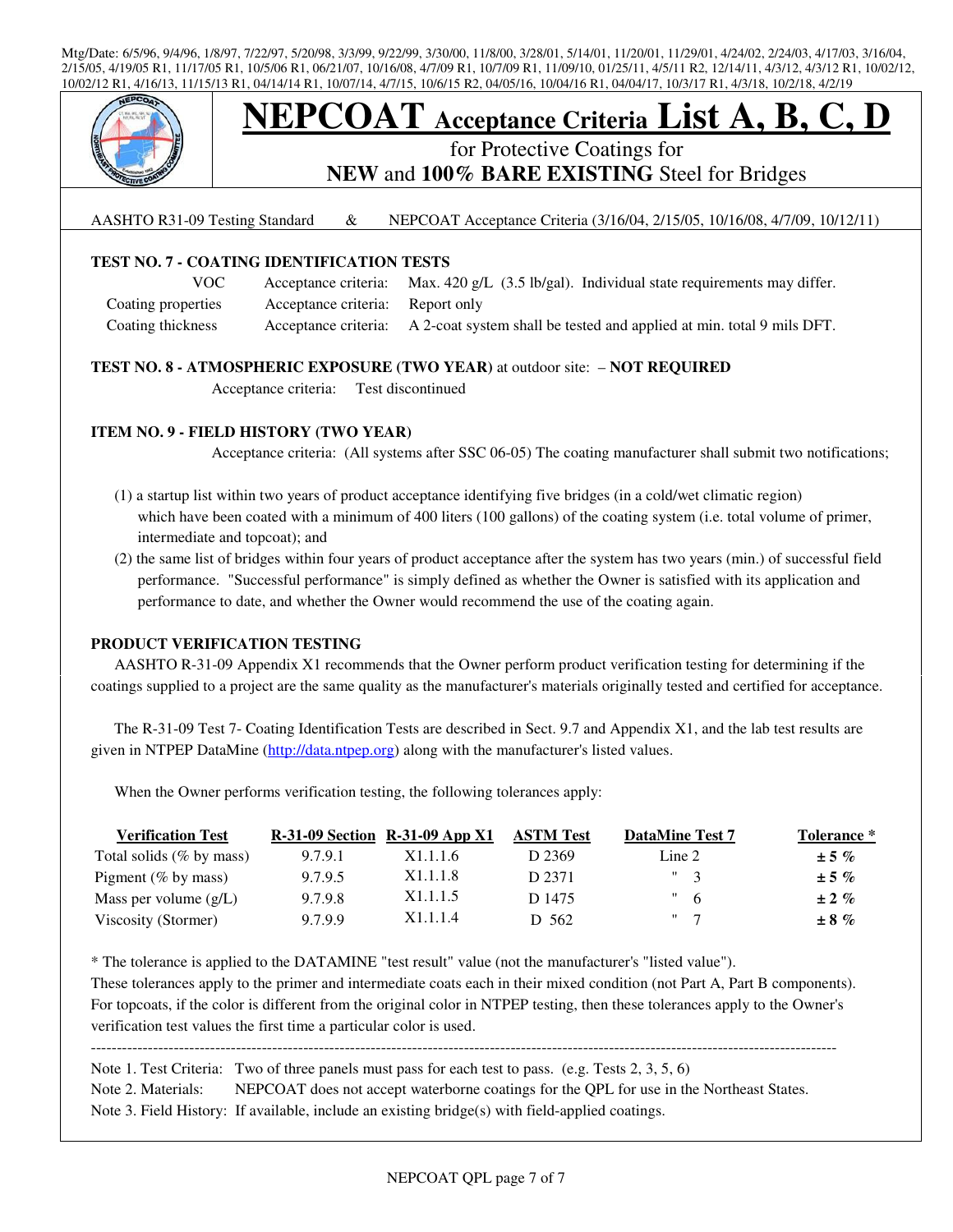Mtg/Date: 6/5/96, 9/4/96, 1/8/97, 7/22/97, 5/20/98, 3/3/99, 9/22/99, 3/30/00, 11/8/00, 3/28/01, 5/14/01, 11/20/01, 11/29/01, 4/24/02, 2/24/03, 4/17/03, 3/16/04, 2/15/05, 4/19/05 R1, 11/17/05 R1, 10/5/06 R1, 06/21/07, 10/16/08, 4/7/09 R1, 10/7/09 R1, 11/09/10, 01/25/11, 4/5/11 R2, 12/14/11, 4/3/12, 4/3/12 R1, 10/02/12, 10/02/12 R1, 4/16/13, 11/15/13 R1, 04/14/14 R1, 10/07/14, 4/7/15, 10/6/15 R2, 04/05/16, 10/04/16 R1, 04/04/17, 10/3/17 R1, 4/3/18, 10/2/18, 4/2/19

# NEPCOAT Acceptance Criteria List A, B, C, D

for Protective Coatings for

**NEW** and **100% BARE EXISTING** Steel for Bridges

AASHTO R31-09 Testing Standard & NEPCOAT Acceptance Criteria (3/16/04, 2/15/05, 10/16/08, 4/7/09, 10/12/11)

**TEST NO. 7 - COATING IDENTIFICATION TESTS**

| | | |
|---|---|---|
| VOC | Acceptance criteria: | Max. 420 g/L (3.5 lb/gal). Individual state requirements may differ. |
| Coating properties | Acceptance criteria: | Report only |
| Coating thickness | Acceptance criteria: | A 2-coat system shall be tested and applied at min. total 9 mils DFT. |

**TEST NO. 8 - ATMOSPHERIC EXPOSURE (TWO YEAR)** at outdoor site: – **NOT REQUIRED**

Acceptance criteria: Test discontinued

**ITEM NO. 9 - FIELD HISTORY (TWO YEAR)**

Acceptance criteria: (All systems after SSC 06-05) The coating manufacturer shall submit two notifications;

(1) a startup list within two years of product acceptance identifying five bridges (in a cold/wet climatic region) which have been coated with a minimum of 400 liters (100 gallons) of the coating system (i.e. total volume of primer, intermediate and topcoat); and

(2) the same list of bridges within four years of product acceptance after the system has two years (min.) of successful field performance. "Successful performance" is simply defined as whether the Owner is satisfied with its application and performance to date, and whether the Owner would recommend the use of the coating again.

**PRODUCT VERIFICATION TESTING**

AASHTO R-31-09 Appendix X1 recommends that the Owner perform product verification testing for determining if the coatings supplied to a project are the same quality as the manufacturer's materials originally tested and certified for acceptance.

The R-31-09 Test 7- Coating Identification Tests are described in Sect. 9.7 and Appendix X1, and the lab test results are given in NTPEP DataMine (http://data.ntpep.org) along with the manufacturer's listed values.

When the Owner performs verification testing, the following tolerances apply:

| Verification Test | R-31-09 Section | R-31-09 App X1 | ASTM Test | DataMine Test 7 | Tolerance * |
|---|---|---|---|---|---|
| Total solids (% by mass) | 9.7.9.1 | X1.1.1.6 | D 2369 | Line 2 | **± 5 %** |
| Pigment (% by mass) | 9.7.9.5 | X1.1.1.8 | D 2371 | " 3 | **± 5 %** |
| Mass per volume (g/L) | 9.7.9.8 | X1.1.1.5 | D 1475 | " 6 | **± 2 %** |
| Viscosity (Stormer) | 9.7.9.9 | X1.1.1.4 | D 562 | " 7 | **± 8 %** |

* The tolerance is applied to the DATAMINE "test result" value (not the manufacturer's "listed value").
These tolerances apply to the primer and intermediate coats each in their mixed condition (not Part A, Part B components).
For topcoats, if the color is different from the original color in NTPEP testing, then these tolerances apply to the Owner's verification test values the first time a particular color is used.

---

Note 1. Test Criteria: Two of three panels must pass for each test to pass. (e.g. Tests 2, 3, 5, 6)
Note 2. Materials: NEPCOAT does not accept waterborne coatings for the QPL for use in the Northeast States.
Note 3. Field History: If available, include an existing bridge(s) with field-applied coatings.